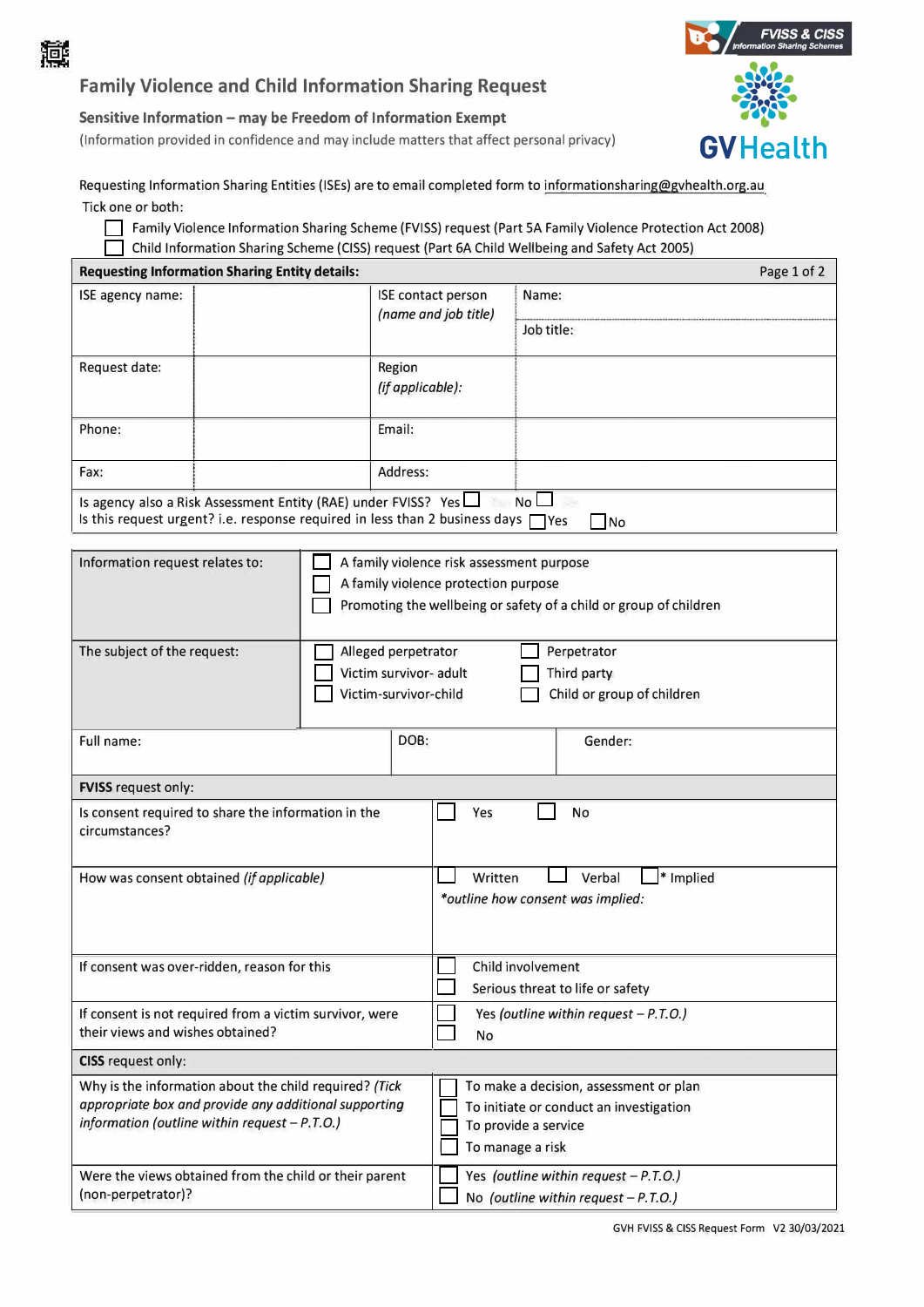# Family Violence and Child Information Sharing Request

**Sensitive Information – may be Freedom of Information Exempt**

(Information provided in confidence and may include matters that affect personal privacy)

FVISS & CISS Information Sharing Schemes

GVHealth

Requesting Information Sharing Entities (ISEs) are to email completed form to informationsharing@gvhealth.org.au

Tick one or both:

☐ Family Violence Information Sharing Scheme (FVISS) request (Part 5A Family Violence Protection Act 2008)

☐ Child Information Sharing Scheme (CISS) request (Part 6A Child Wellbeing and Safety Act 2005)

| **Requesting Information Sharing Entity details:** | | | |
|---|---|---|---|
| ISE agency name: | | ISE contact person *(name and job title)* | Name: <br> Job title: |
| Request date: | | Region *(if applicable)*: | |
| Phone: | | Email: | |
| Fax: | | Address: | |

Is agency also a Risk Assessment Entity (RAE) under FVISS? Yes ☐ No ☐

Is this request urgent? i.e. response required in less than 2 business days ☐ Yes ☐ No

| | |
|---|---|
| Information request relates to: | ☐ A family violence risk assessment purpose <br> ☐ A family violence protection purpose <br> ☐ Promoting the wellbeing or safety of a child or group of children |
| The subject of the request: | ☐ Alleged perpetrator ☐ Perpetrator <br> ☐ Victim survivor- adult ☐ Third party <br> ☐ Victim-survivor-child ☐ Child or group of children |

| Full name: | DOB: | Gender: |
|---|---|---|

| **FVISS** request only: | |
|---|---|
| Is consent required to share the information in the circumstances? | ☐ Yes ☐ No |
| How was consent obtained *(if applicable)* | ☐ Written ☐ Verbal ☐ * Implied <br> *\*outline how consent was implied:* |
| If consent was over-ridden, reason for this | ☐ Child involvement <br> ☐ Serious threat to life or safety |
| If consent is not required from a victim survivor, were their views and wishes obtained? | ☐ Yes *(outline within request – P.T.O.)* <br> ☐ No |
| **CISS** request only: | |
| Why is the information about the child required? *(Tick appropriate box and provide any additional supporting information (outline within request – P.T.O.)* | ☐ To make a decision, assessment or plan <br> ☐ To initiate or conduct an investigation <br> ☐ To provide a service <br> ☐ To manage a risk |
| Were the views obtained from the child or their parent (non-perpetrator)? | ☐ Yes *(outline within request – P.T.O.)* <br> ☐ No *(outline within request – P.T.O.)* |

GVH FVISS & CISS Request Form V2 30/03/2021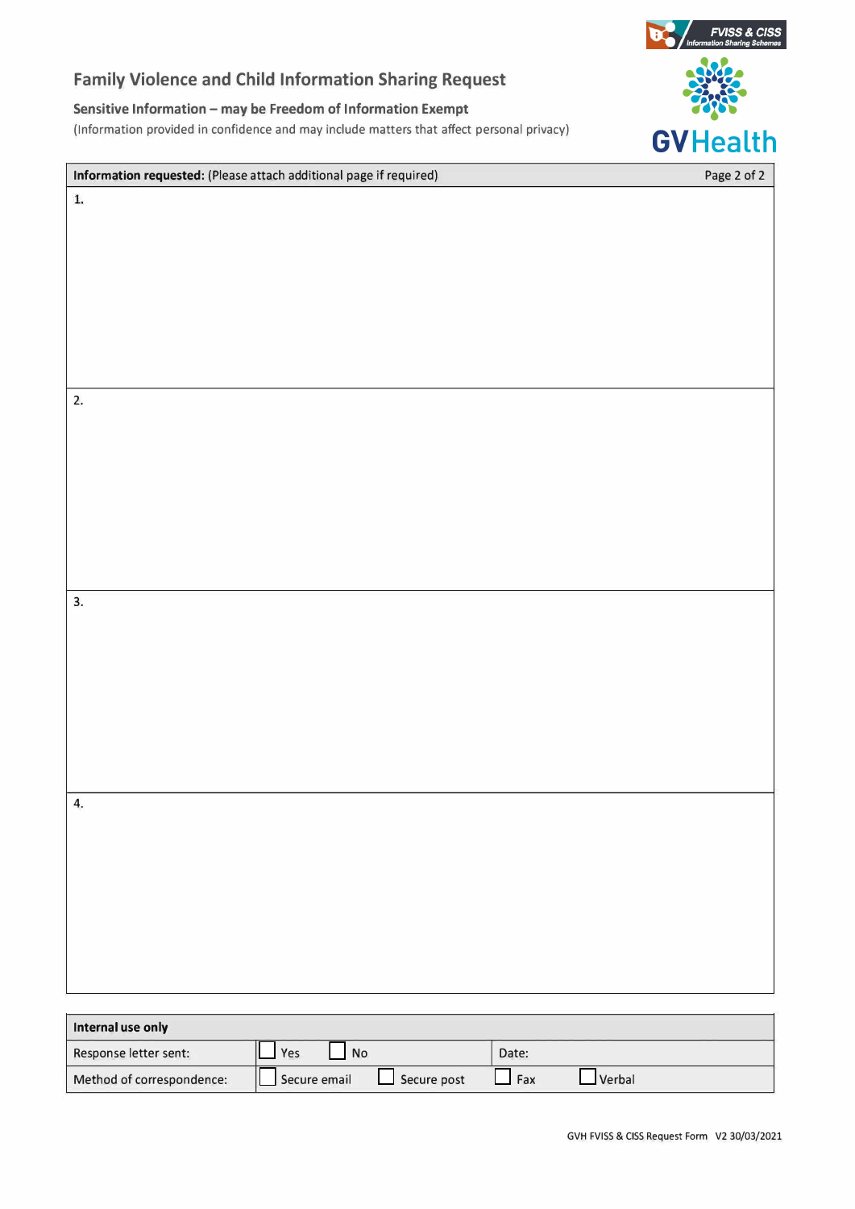## Family Violence and Child Information Sharing Request

**Sensitive Information – may be Freedom of Information Exempt**

(Information provided in confidence and may include matters that affect personal privacy)

| **Information requested:** (Please attach additional page if required) |
|---|
| 1. |
| 2. |
| 3. |
| 4. |

| **Internal use only** | | |
|---|---|---|
| Response letter sent: | ☐ Yes ☐ No | Date: |
| Method of correspondence: | ☐ Secure email ☐ Secure post ☐ Fax ☐ Verbal | |

GVH FVISS & CISS Request Form V2 30/03/2021